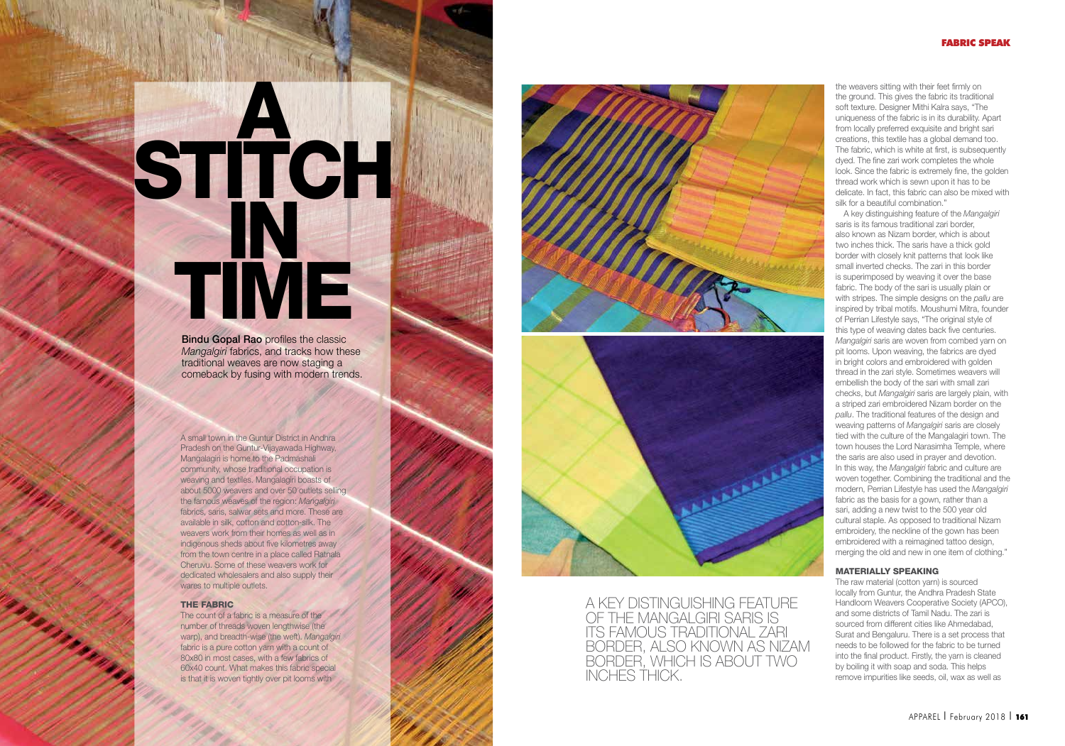# A STITCH IN TIME

**Bindu Gopal Rao** profiles the classic *Mangalgiri* fabrics, and tracks how these traditional weaves are now staging a comeback by fusing with modern trends.

A small town in the Guntur District in Andhra Pradesh on the Guntur-Vijayawada Highway, Mangalagiri is home to the Padmashali community, whose traditional occupation is weaving and textiles. Mangalagiri boasts of about 5000 weavers and over 50 outlets selling the famous weaves of the region: *Mangalgiri* fabrics, saris, salwar sets and more. These are available in silk, cotton and cotton-silk. The weavers work from their homes as well as in indigenous sheds about five kilometres away from the town centre in a place called Ratnala Cheruvu. Some of these weavers work for dedicated wholesalers and also supply their wares to multiple outlets.

## THE FABRIC

The count of a fabric is a measure of the number of threads woven lengthwise (the warp), and breadth-wise (the weft). *Mangalgiri* fabric is a pure cotton yarn with a count of 80x80 in most cases, with a few fabrics of 60x40 count. What makes this fabric special is that it is woven tightly over pit looms with the weavers sitting with their feet firmly on the ground. This gives the fabric its traditional soft texture. Designer Mithi Kalra says, "The uniqueness of the fabric is in its durability. Apart from locally preferred exquisite and bright sari creations, this textile has a global demand too. The fabric, which is white at first, is subsequently dyed. The fine zari work completes the whole look. Since the fabric is extremely fine, the golden thread work which is sewn upon it has to be delicate. In fact, this fabric can also be mixed with silk for a beautiful combination."

A key distinguishing feature of the *Mangalgiri* saris is its famous traditional zari border, also known as Nizam border, which is about two inches thick. The saris have a thick gold border with closely knit patterns that look like small inverted checks. The zari in this border is superimposed by weaving it over the base fabric. The body of the sari is usually plain or with stripes. The simple designs on the *pallu* are inspired by tribal motifs. Moushumi Mitra, founder of Perrian Lifestyle says, "The original style of this type of weaving dates back five centuries. *Mangalgiri* saris are woven from combed yarn on pit looms. Upon weaving, the fabrics are dyed in bright colors and embroidered with golden thread in the zari style. Sometimes weavers will embellish the body of the sari with small zari checks, but *Mangalgiri* saris are largely plain, with a striped zari embroidered Nizam border on the *pallu*. The traditional features of the design and weaving patterns of *Mangalgiri* saris are closely tied with the culture of the Mangalagiri town. The town houses the Lord Narasimha Temple, where the saris are also used in prayer and devotion. In this way, the *Mangalgiri* fabric and culture are woven together. Combining the traditional and the modern, Perrian Lifestyle has used the *Mangalgiri* fabric as the basis for a gown, rather than a sari, adding a new twist to the 500 year old cultural staple. As opposed to traditional Nizam embroidery, the neckline of the gown has been embroidered with a reimagined tattoo design, merging the old and new in one item of clothing."

A KEY DISTINGUISHING FEATURE OF THE MANGALGIRI SARIS IS ITS FAMOUS TRADITIONAL ZARI BORDER, ALSO KNOWN AS NIZAM BORDER, WHICH IS ABOUT TWO INCHES THICK.

## MATERIALLY SPEAKING

The raw material (cotton yarn) is sourced locally from Guntur, the Andhra Pradesh State Handloom Weavers Cooperative Society (APCO), and some districts of Tamil Nadu. The zari is sourced from different cities like Ahmedabad, Surat and Bengaluru. There is a set process that needs to be followed for the fabric to be turned into the final product. Firstly, the yarn is cleaned by boiling it with soap and soda. This helps remove impurities like seeds, oil, wax as well as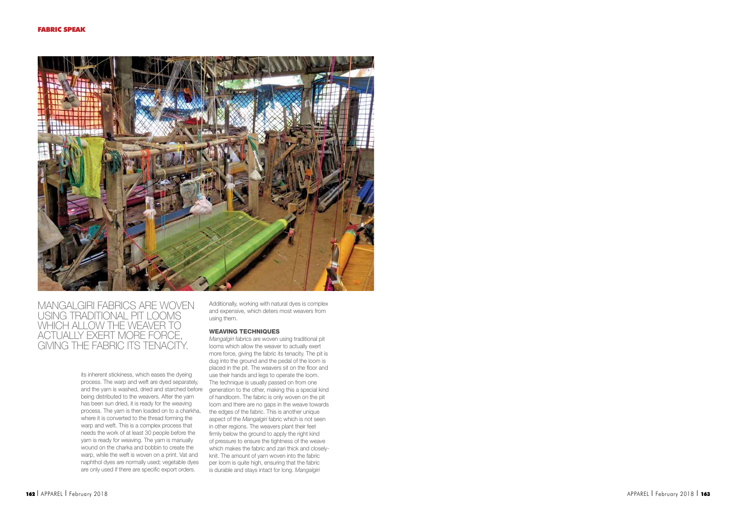MANGALGIRI FABRICS ARE WOVEN USING TRADITIONAL PIT LOOMS WHICH ALLOW THE WEAVER TO ACTUALLY EXERT MORE FORCE, GIVING THE FABRIC ITS TENACITY.

its inherent stickiness, which eases the dyeing process. The warp and weft are dyed separately, and the yarn is washed, dried and starched before being distributed to the weavers. After the yarn has been sun dried, it is ready for the weaving process. The yarn is then loaded on to a charkha, where it is converted to the thread forming the warp and weft. This is a complex process that needs the work of at least 30 people before the yarn is ready for weaving. The yarn is manually wound on the charka and bobbin to create the warp, while the weft is woven on a print. Vat and naphthol dyes are normally used; vegetable dyes are only used if there are specific export orders. Additionally, working with natural dyes is complex and expensive, which deters most weavers from using them.

### WEAVING TECHNIQUES

*Mangalgiri* fabrics are woven using traditional pit looms which allow the weaver to actually exert more force, giving the fabric its tenacity. The pit is dug into the ground and the pedal of the loom is placed in the pit. The weavers sit on the floor and use their hands and legs to operate the loom. The technique is usually passed on from one generation to the other, making this a special kind of handloom. The fabric is only woven on the pit loom and there are no gaps in the weave towards the edges of the fabric. This is another unique aspect of the *Mangalgiri* fabric which is not seen in other regions. The weavers plant their feet firmly below the ground to apply the right kind of pressure to ensure the tightness of the weave which makes the fabric and zari thick and closely-knit. The amount of yarn woven into the fabric per loom is quite high, ensuring that the fabric is durable and stays intact for long. *Mangalgiri*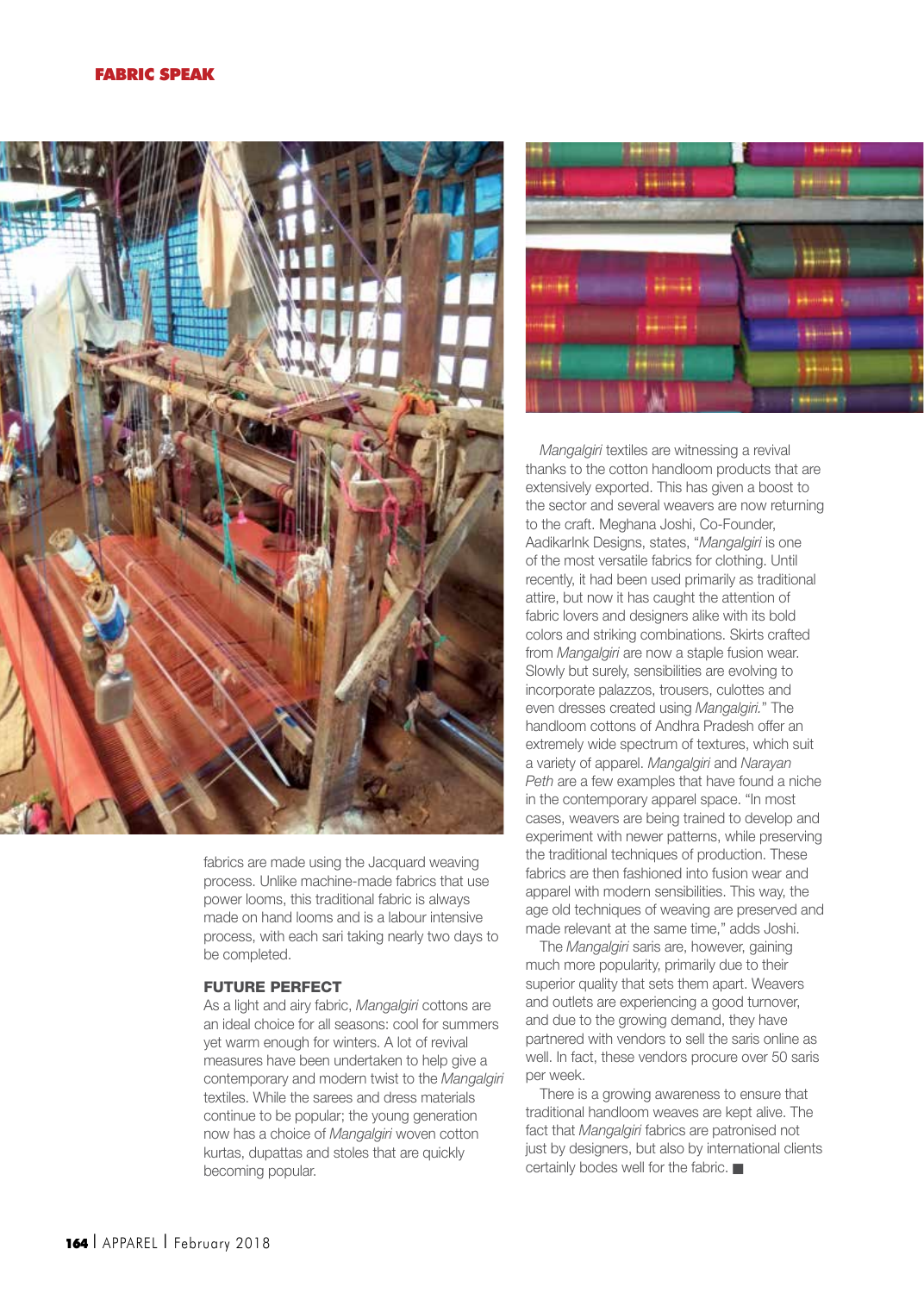fabrics are made using the Jacquard weaving process. Unlike machine-made fabrics that use power looms, this traditional fabric is always made on hand looms and is a labour intensive process, with each sari taking nearly two days to be completed.

### FUTURE PERFECT

As a light and airy fabric, *Mangalgiri* cottons are an ideal choice for all seasons: cool for summers yet warm enough for winters. A lot of revival measures have been undertaken to help give a contemporary and modern twist to the *Mangalgiri* textiles. While the sarees and dress materials continue to be popular; the young generation now has a choice of *Mangalgiri* woven cotton kurtas, dupattas and stoles that are quickly becoming popular.

*Mangalgiri* textiles are witnessing a revival thanks to the cotton handloom products that are extensively exported. This has given a boost to the sector and several weavers are now returning to the craft. Meghana Joshi, Co-Founder, AadikarInk Designs, states, "*Mangalgiri* is one of the most versatile fabrics for clothing. Until recently, it had been used primarily as traditional attire, but now it has caught the attention of fabric lovers and designers alike with its bold colors and striking combinations. Skirts crafted from *Mangalgiri* are now a staple fusion wear. Slowly but surely, sensibilities are evolving to incorporate palazzos, trousers, culottes and even dresses created using *Mangalgiri*." The handloom cottons of Andhra Pradesh offer an extremely wide spectrum of textures, which suit a variety of apparel. *Mangalgiri* and *Narayan Peth* are a few examples that have found a niche in the contemporary apparel space. "In most cases, weavers are being trained to develop and experiment with newer patterns, while preserving the traditional techniques of production. These fabrics are then fashioned into fusion wear and apparel with modern sensibilities. This way, the age old techniques of weaving are preserved and made relevant at the same time," adds Joshi.

The *Mangalgiri* saris are, however, gaining much more popularity, primarily due to their superior quality that sets them apart. Weavers and outlets are experiencing a good turnover, and due to the growing demand, they have partnered with vendors to sell the saris online as well. In fact, these vendors procure over 50 saris per week.

There is a growing awareness to ensure that traditional handloom weaves are kept alive. The fact that *Mangalgiri* fabrics are patronised not just by designers, but also by international clients certainly bodes well for the fabric. ■